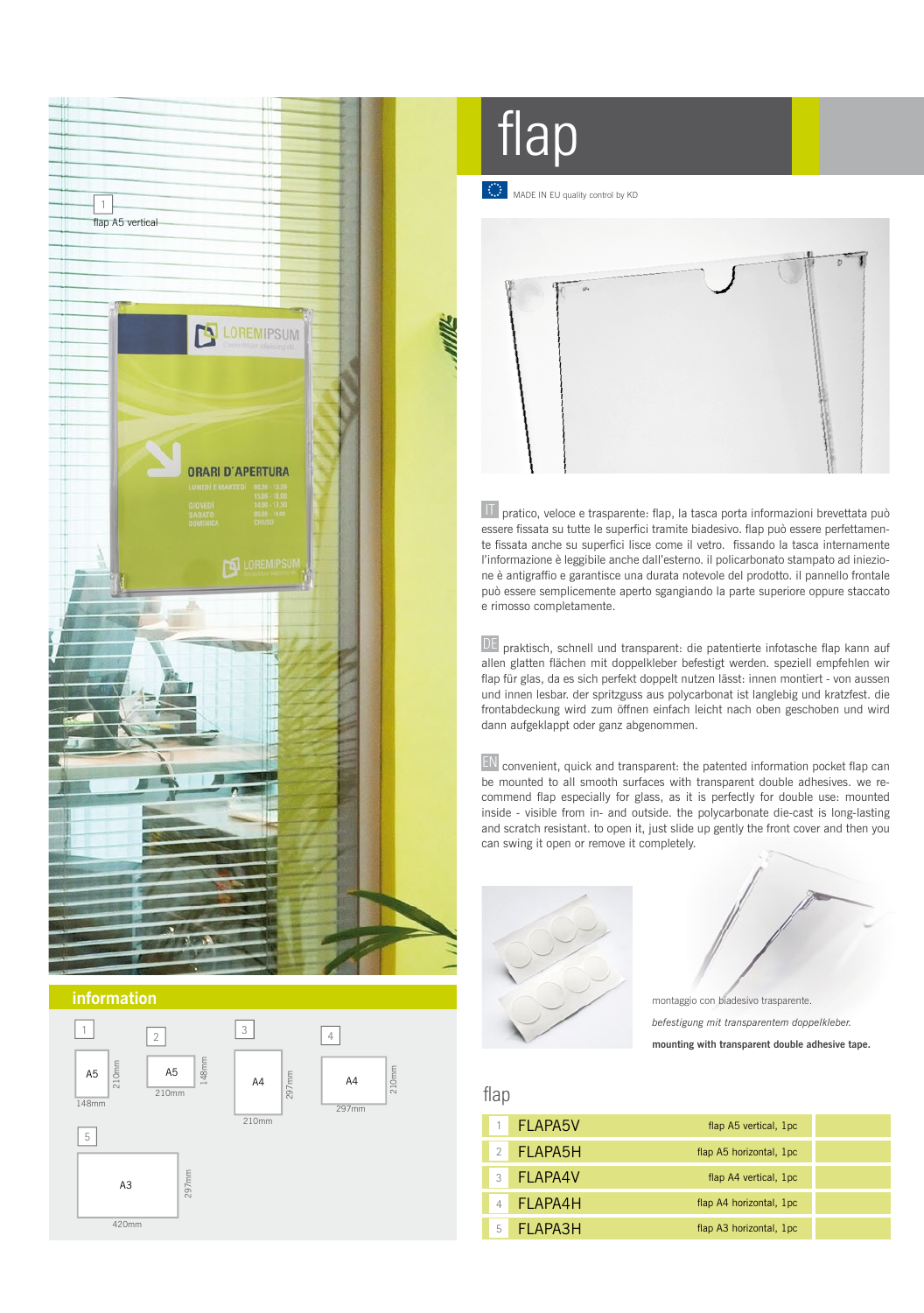# flap

MADE IN EU quality control by KD

1 flap A5 vertical

IT pratico, veloce e trasparente: flap, la tasca porta informazioni brevettata può essere fissata su tutte le superfici tramite biadesivo. flap può essere perfettamente fissata anche su superfici lisce come il vetro. fissando la tasca internamente l'informazione è leggibile anche dall'esterno. il policarbonato stampato ad iniezione è antigraffio e garantisce una durata notevole del prodotto. il pannello frontale può essere semplicemente aperto sgangiando la parte superiore oppure staccato e rimosso completamente.

DE praktisch, schnell und transparent: die patentierte infotasche flap kann auf allen glatten flächen mit doppelkleber befestigt werden. speziell empfehlen wir flap für glas, da es sich perfekt doppelt nutzen lässt: innen montiert - von aussen und innen lesbar. der spritzguss aus polycarbonat ist langlebig und kratzfest. die frontabdeckung wird zum öffnen einfach leicht nach oben geschoben und wird dann aufgeklappt oder ganz abgenommen.

EN convenient, quick and transparent: the patented information pocket flap can be mounted to all smooth surfaces with transparent double adhesives. we recommend flap especially for glass, as it is perfectly for double use: mounted inside - visible from in- and outside. the polycarbonate die-cast is long-lasting and scratch resistant. to open it, just slide up gently the front cover and then you can swing it open or remove it completely.

montaggio con biadesivo trasparente.

*befestigung mit transparentem doppelkleber.*

**mounting with transparent double adhesive tape.**

## information

1 A5 148mm × 210mm

2 A5 210mm × 148mm

3 A4 210mm × 297mm

4 A4 297mm × 210mm

5 A3 420mm × 297mm

## flap

| | | | |
|---|---|---|---|
| 1 | FLAPA5V | flap A5 vertical, 1pc | |
| 2 | FLAPA5H | flap A5 horizontal, 1pc | |
| 3 | FLAPA4V | flap A4 vertical, 1pc | |
| 4 | FLAPA4H | flap A4 horizontal, 1pc | |
| 5 | FLAPA3H | flap A3 horizontal, 1pc | |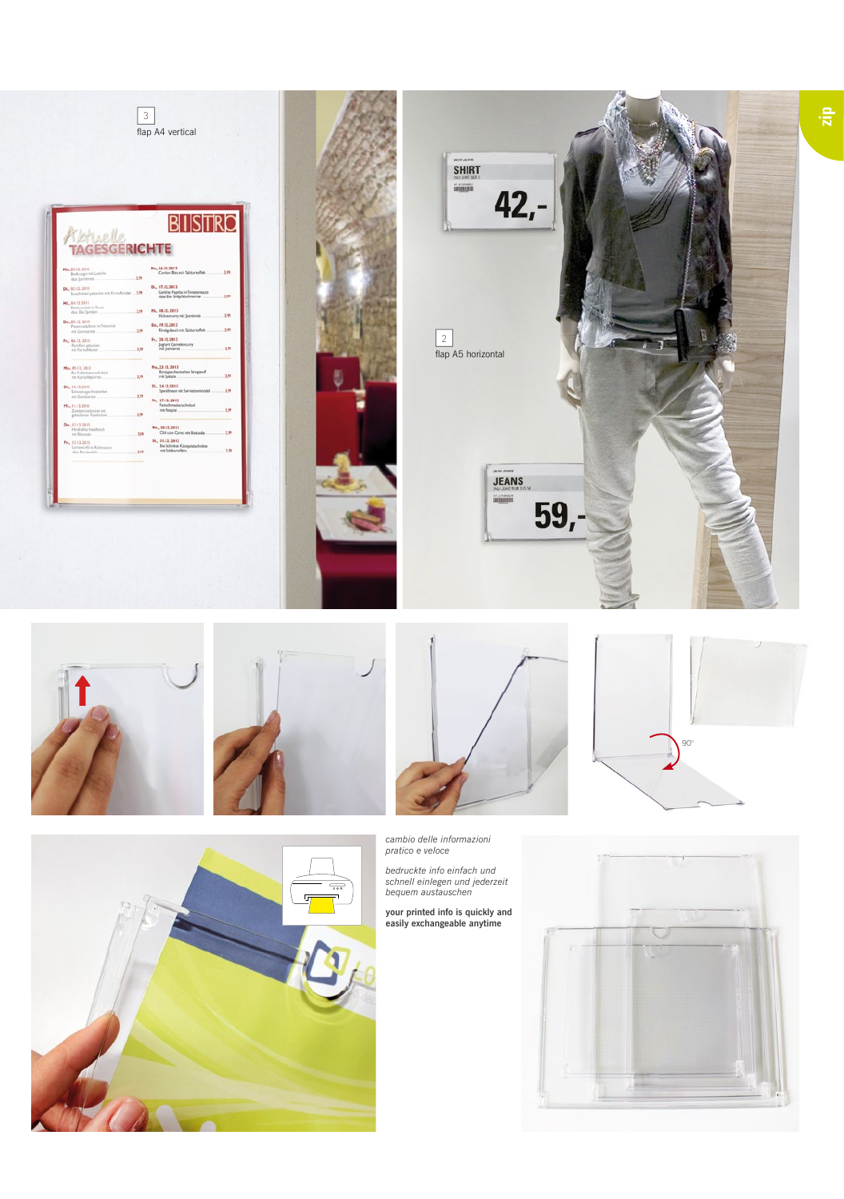3
flap A4 vertical

2
flap A5 horizontal

zip

*cambio delle informazioni pratico e veloce*

*bedruckte info einfach und schnell einlegen und jederzeit bequem austauschen*

**your printed info is quickly and easily exchangeable anytime**